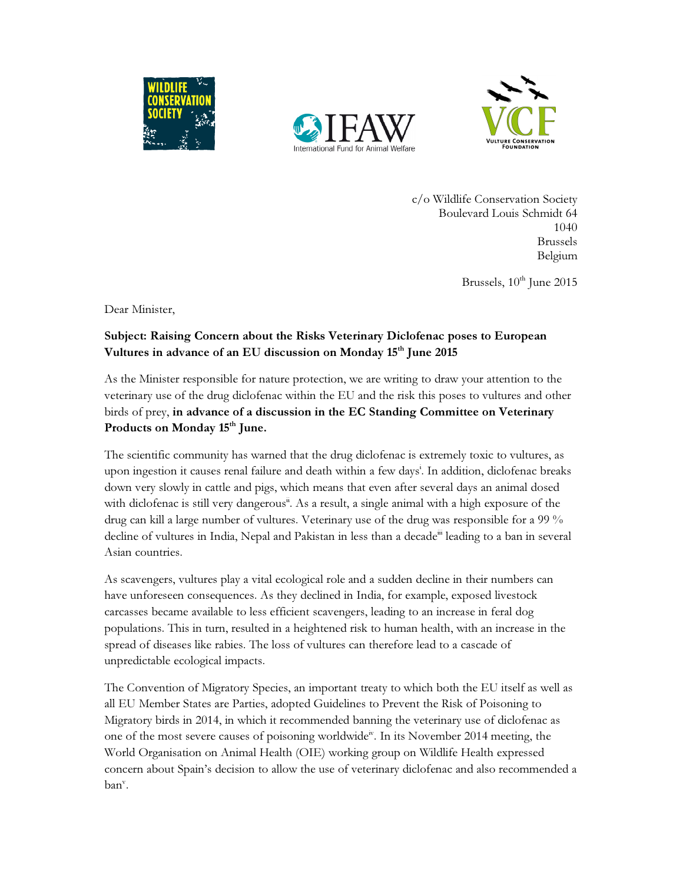c/o Wildlife Conservation Society
Boulevard Louis Schmidt 64
1040
Brussels
Belgium

Brussels, 10th June 2015

Dear Minister,

**Subject: Raising Concern about the Risks Veterinary Diclofenac poses to European Vultures in advance of an EU discussion on Monday 15th June 2015**

As the Minister responsible for nature protection, we are writing to draw your attention to the veterinary use of the drug diclofenac within the EU and the risk this poses to vultures and other birds of prey, **in advance of a discussion in the EC Standing Committee on Veterinary Products on Monday 15th June.**

The scientific community has warned that the drug diclofenac is extremely toxic to vultures, as upon ingestion it causes renal failure and death within a few days[i]. In addition, diclofenac breaks down very slowly in cattle and pigs, which means that even after several days an animal dosed with diclofenac is still very dangerous[ii]. As a result, a single animal with a high exposure of the drug can kill a large number of vultures. Veterinary use of the drug was responsible for a 99 % decline of vultures in India, Nepal and Pakistan in less than a decade[iii] leading to a ban in several Asian countries.

As scavengers, vultures play a vital ecological role and a sudden decline in their numbers can have unforeseen consequences. As they declined in India, for example, exposed livestock carcasses became available to less efficient scavengers, leading to an increase in feral dog populations. This in turn, resulted in a heightened risk to human health, with an increase in the spread of diseases like rabies. The loss of vultures can therefore lead to a cascade of unpredictable ecological impacts.

The Convention of Migratory Species, an important treaty to which both the EU itself as well as all EU Member States are Parties, adopted Guidelines to Prevent the Risk of Poisoning to Migratory birds in 2014, in which it recommended banning the veterinary use of diclofenac as one of the most severe causes of poisoning worldwide[iv]. In its November 2014 meeting, the World Organisation on Animal Health (OIE) working group on Wildlife Health expressed concern about Spain's decision to allow the use of veterinary diclofenac and also recommended a ban[v].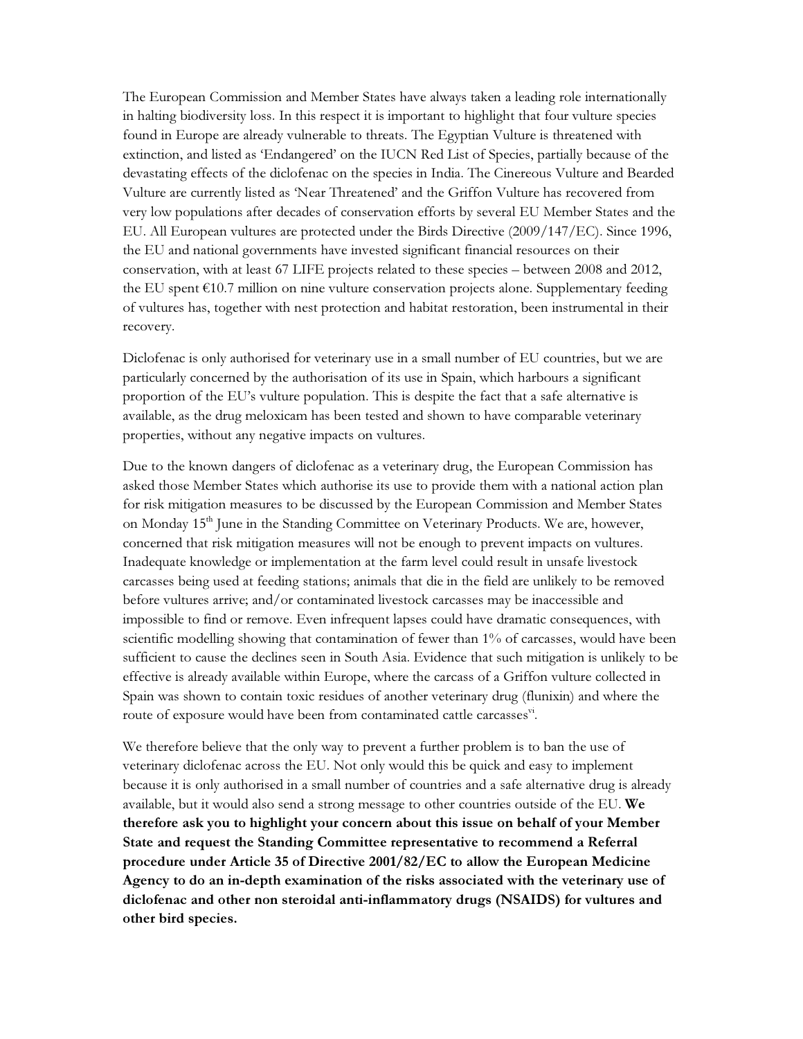The European Commission and Member States have always taken a leading role internationally in halting biodiversity loss. In this respect it is important to highlight that four vulture species found in Europe are already vulnerable to threats. The Egyptian Vulture is threatened with extinction, and listed as 'Endangered' on the IUCN Red List of Species, partially because of the devastating effects of the diclofenac on the species in India. The Cinereous Vulture and Bearded Vulture are currently listed as 'Near Threatened' and the Griffon Vulture has recovered from very low populations after decades of conservation efforts by several EU Member States and the EU. All European vultures are protected under the Birds Directive (2009/147/EC). Since 1996, the EU and national governments have invested significant financial resources on their conservation, with at least 67 LIFE projects related to these species – between 2008 and 2012, the EU spent €10.7 million on nine vulture conservation projects alone. Supplementary feeding of vultures has, together with nest protection and habitat restoration, been instrumental in their recovery.

Diclofenac is only authorised for veterinary use in a small number of EU countries, but we are particularly concerned by the authorisation of its use in Spain, which harbours a significant proportion of the EU's vulture population. This is despite the fact that a safe alternative is available, as the drug meloxicam has been tested and shown to have comparable veterinary properties, without any negative impacts on vultures.

Due to the known dangers of diclofenac as a veterinary drug, the European Commission has asked those Member States which authorise its use to provide them with a national action plan for risk mitigation measures to be discussed by the European Commission and Member States on Monday 15th June in the Standing Committee on Veterinary Products. We are, however, concerned that risk mitigation measures will not be enough to prevent impacts on vultures. Inadequate knowledge or implementation at the farm level could result in unsafe livestock carcasses being used at feeding stations; animals that die in the field are unlikely to be removed before vultures arrive; and/or contaminated livestock carcasses may be inaccessible and impossible to find or remove. Even infrequent lapses could have dramatic consequences, with scientific modelling showing that contamination of fewer than 1% of carcasses, would have been sufficient to cause the declines seen in South Asia. Evidence that such mitigation is unlikely to be effective is already available within Europe, where the carcass of a Griffon vulture collected in Spain was shown to contain toxic residues of another veterinary drug (flunixin) and where the route of exposure would have been from contaminated cattle carcasses[vi].

We therefore believe that the only way to prevent a further problem is to ban the use of veterinary diclofenac across the EU. Not only would this be quick and easy to implement because it is only authorised in a small number of countries and a safe alternative drug is already available, but it would also send a strong message to other countries outside of the EU. **We therefore ask you to highlight your concern about this issue on behalf of your Member State and request the Standing Committee representative to recommend a Referral procedure under Article 35 of Directive 2001/82/EC to allow the European Medicine Agency to do an in-depth examination of the risks associated with the veterinary use of diclofenac and other non steroidal anti-inflammatory drugs (NSAIDS) for vultures and other bird species.**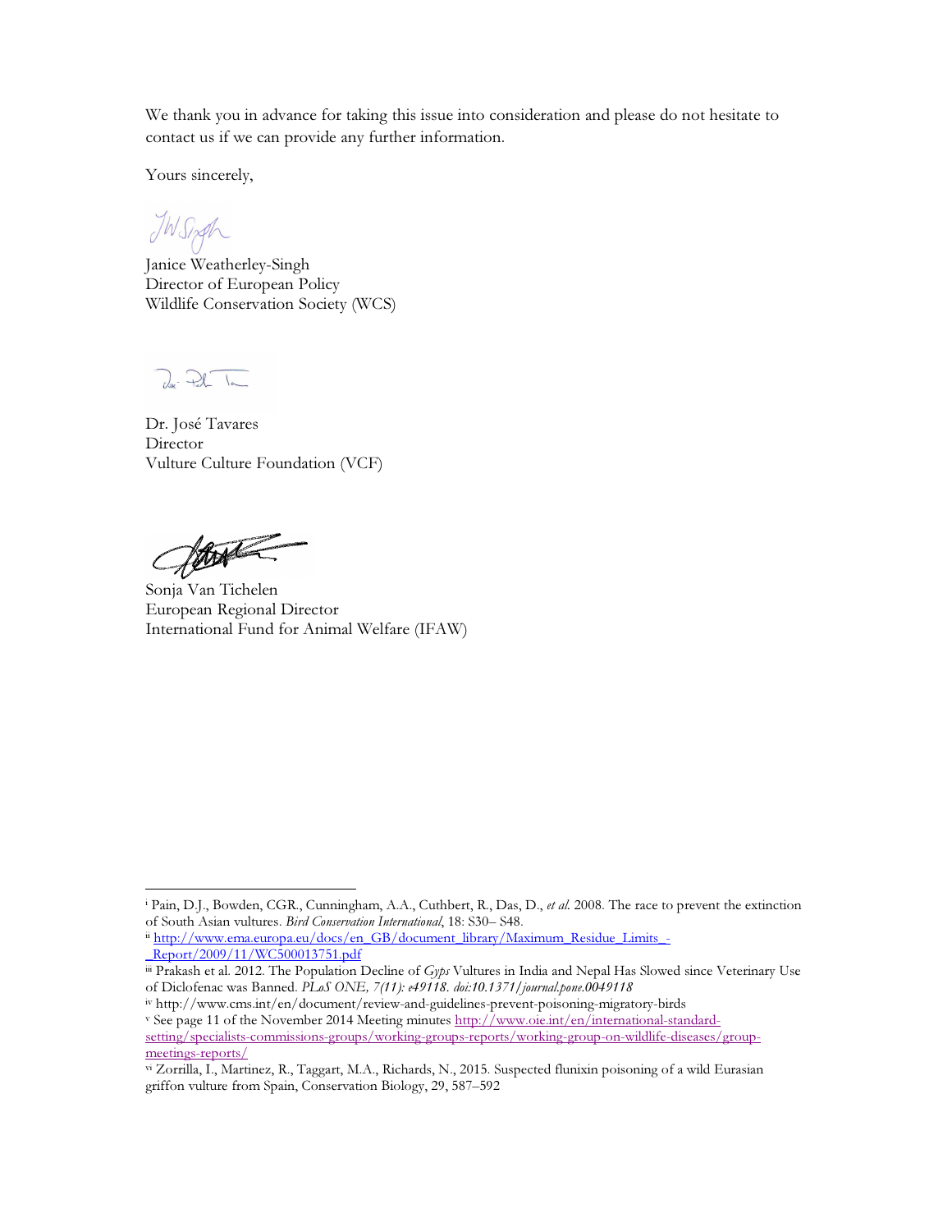We thank you in advance for taking this issue into consideration and please do not hesitate to contact us if we can provide any further information.

Yours sincerely,

Janice Weatherley-Singh
Director of European Policy
Wildlife Conservation Society (WCS)

Dr. José Tavares
Director
Vulture Culture Foundation (VCF)

Sonja Van Tichelen
European Regional Director
International Fund for Animal Welfare (IFAW)

---

[i] Pain, D.J., Bowden, CGR., Cunningham, A.A., Cuthbert, R., Das, D., *et al.* 2008. The race to prevent the extinction of South Asian vultures. *Bird Conservation International*, 18: S30– S48.

[ii] http://www.ema.europa.eu/docs/en_GB/document_library/Maximum_Residue_Limits_-_Report/2009/11/WC500013751.pdf

[iii] Prakash et al. 2012. The Population Decline of *Gyps* Vultures in India and Nepal Has Slowed since Veterinary Use of Diclofenac was Banned. *PLoS ONE, 7(11): e49118. doi:10.1371/journal.pone.0049118*

[iv] http://www.cms.int/en/document/review-and-guidelines-prevent-poisoning-migratory-birds

[v] See page 11 of the November 2014 Meeting minutes http://www.oie.int/en/international-standard-setting/specialists-commissions-groups/working-groups-reports/working-group-on-wildlife-diseases/group-meetings-reports/

[vi] Zorrilla, I., Martinez, R., Taggart, M.A., Richards, N., 2015. Suspected flunixin poisoning of a wild Eurasian griffon vulture from Spain, Conservation Biology, 29, 587–592